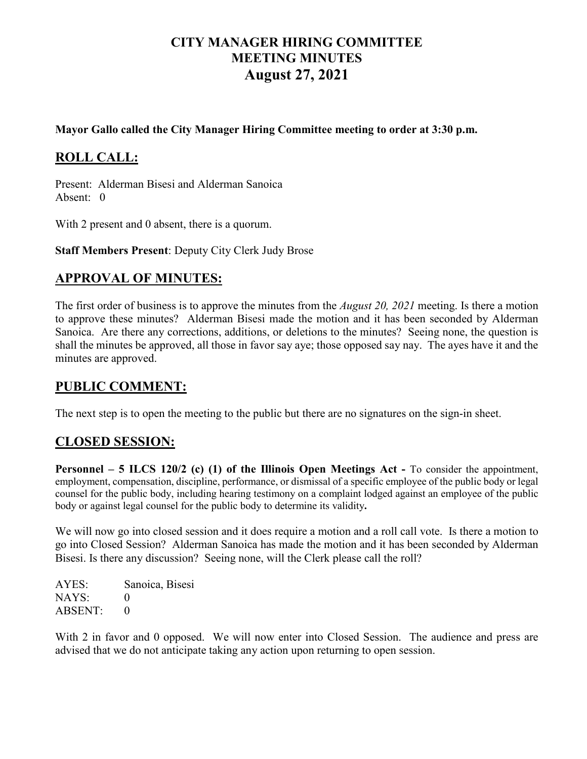# CITY MANAGER HIRING COMMITTEE
# MEETING MINUTES
# August 27, 2021

**Mayor Gallo called the City Manager Hiring Committee meeting to order at 3:30 p.m.**

## ROLL CALL:

Present: Alderman Bisesi and Alderman Sanoica
Absent: 0

With 2 present and 0 absent, there is a quorum.

**Staff Members Present**: Deputy City Clerk Judy Brose

## APPROVAL OF MINUTES:

The first order of business is to approve the minutes from the *August 20, 2021* meeting. Is there a motion to approve these minutes? Alderman Bisesi made the motion and it has been seconded by Alderman Sanoica. Are there any corrections, additions, or deletions to the minutes? Seeing none, the question is shall the minutes be approved, all those in favor say aye; those opposed say nay. The ayes have it and the minutes are approved.

## PUBLIC COMMENT:

The next step is to open the meeting to the public but there are no signatures on the sign-in sheet.

## CLOSED SESSION:

**Personnel – 5 ILCS 120/2 (c) (1) of the Illinois Open Meetings Act -** To consider the appointment, employment, compensation, discipline, performance, or dismissal of a specific employee of the public body or legal counsel for the public body, including hearing testimony on a complaint lodged against an employee of the public body or against legal counsel for the public body to determine its validity**.**

We will now go into closed session and it does require a motion and a roll call vote. Is there a motion to go into Closed Session? Alderman Sanoica has made the motion and it has been seconded by Alderman Bisesi. Is there any discussion? Seeing none, will the Clerk please call the roll?

AYES: Sanoica, Bisesi
NAYS: 0
ABSENT: 0

With 2 in favor and 0 opposed. We will now enter into Closed Session. The audience and press are advised that we do not anticipate taking any action upon returning to open session.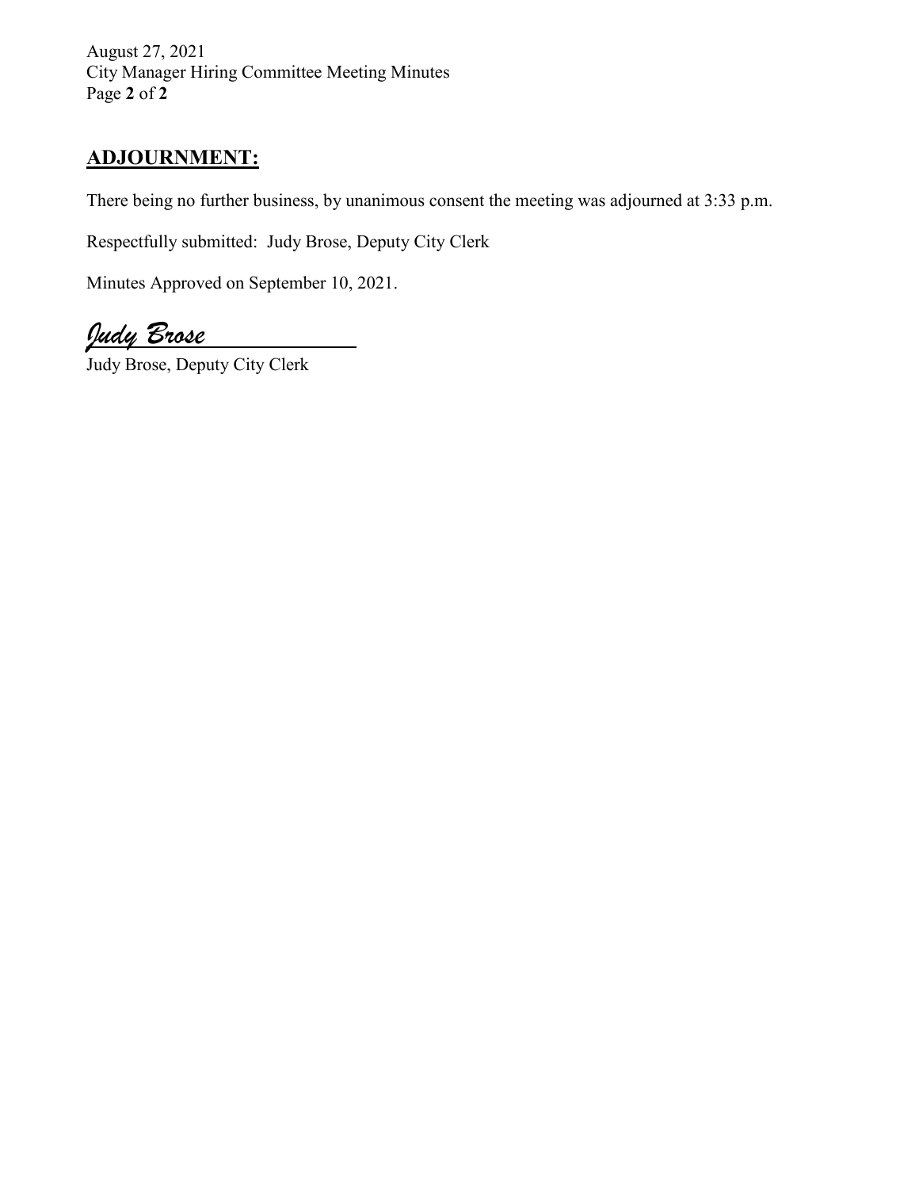## ADJOURNMENT:

There being no further business, by unanimous consent the meeting was adjourned at 3:33 p.m.

Respectfully submitted: Judy Brose, Deputy City Clerk

Minutes Approved on September 10, 2021.

*Judy Brose*

Judy Brose, Deputy City Clerk